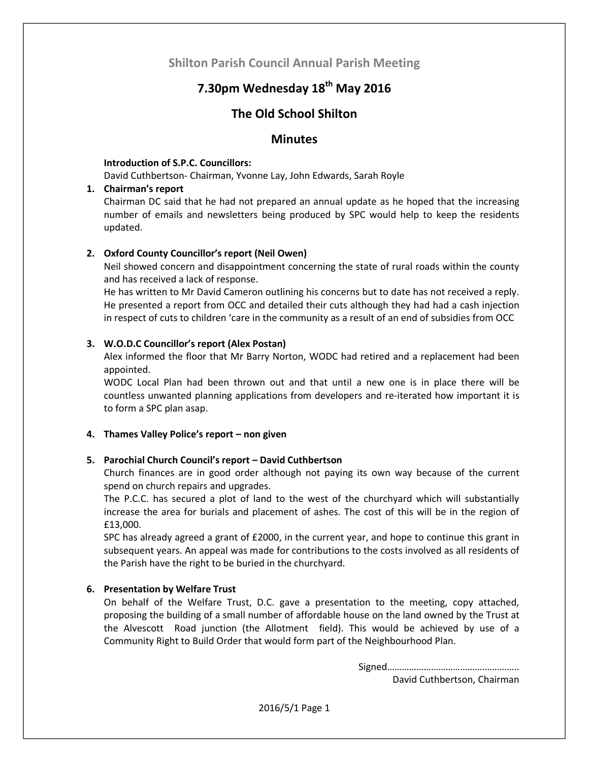# Shilton Parish Council Annual Parish Meeting

## 7.30pm Wednesday 18th May 2016

## The Old School Shilton

## Minutes

**Introduction of S.P.C. Councillors:**

David Cuthbertson- Chairman, Yvonne Lay, John Edwards, Sarah Royle

1. **Chairman's report**

   Chairman DC said that he had not prepared an annual update as he hoped that the increasing number of emails and newsletters being produced by SPC would help to keep the residents updated.

2. **Oxford County Councillor's report (Neil Owen)**

   Neil showed concern and disappointment concerning the state of rural roads within the county and has received a lack of response.

   He has written to Mr David Cameron outlining his concerns but to date has not received a reply. He presented a report from OCC and detailed their cuts although they had had a cash injection in respect of cuts to children 'care in the community as a result of an end of subsidies from OCC

3. **W.O.D.C Councillor's report (Alex Postan)**

   Alex informed the floor that Mr Barry Norton, WODC had retired and a replacement had been appointed.

   WODC Local Plan had been thrown out and that until a new one is in place there will be countless unwanted planning applications from developers and re-iterated how important it is to form a SPC plan asap.

4. **Thames Valley Police's report – non given**

5. **Parochial Church Council's report – David Cuthbertson**

   Church finances are in good order although not paying its own way because of the current spend on church repairs and upgrades.

   The P.C.C. has secured a plot of land to the west of the churchyard which will substantially increase the area for burials and placement of ashes. The cost of this will be in the region of £13,000.

   SPC has already agreed a grant of £2000, in the current year, and hope to continue this grant in subsequent years. An appeal was made for contributions to the costs involved as all residents of the Parish have the right to be buried in the churchyard.

6. **Presentation by Welfare Trust**

   On behalf of the Welfare Trust, D.C. gave a presentation to the meeting, copy attached, proposing the building of a small number of affordable house on the land owned by the Trust at the Alvescott Road junction (the Allotment field). This would be achieved by use of a Community Right to Build Order that would form part of the Neighbourhood Plan.

Signed…………………………………………….
David Cuthbertson, Chairman

2016/5/1 Page 1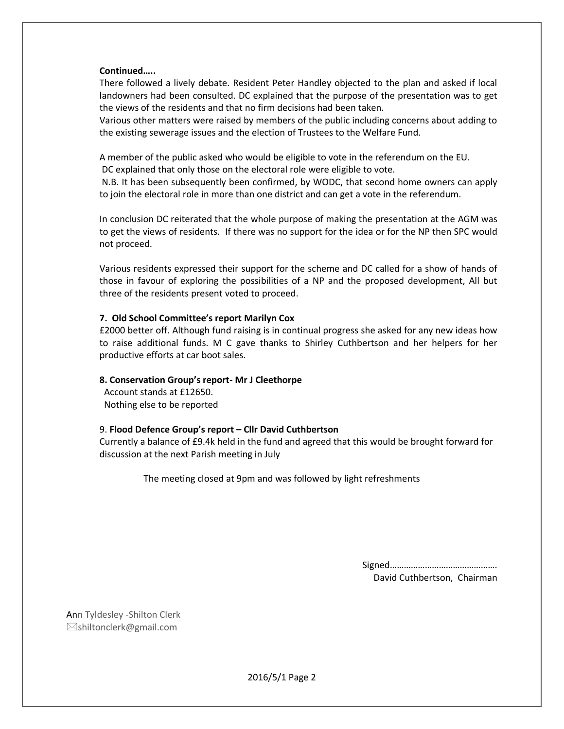**Continued…..**

There followed a lively debate. Resident Peter Handley objected to the plan and asked if local landowners had been consulted. DC explained that the purpose of the presentation was to get the views of the residents and that no firm decisions had been taken.

Various other matters were raised by members of the public including concerns about adding to the existing sewerage issues and the election of Trustees to the Welfare Fund.

A member of the public asked who would be eligible to vote in the referendum on the EU.

DC explained that only those on the electoral role were eligible to vote.

N.B. It has been subsequently been confirmed, by WODC, that second home owners can apply to join the electoral role in more than one district and can get a vote in the referendum.

In conclusion DC reiterated that the whole purpose of making the presentation at the AGM was to get the views of residents. If there was no support for the idea or for the NP then SPC would not proceed.

Various residents expressed their support for the scheme and DC called for a show of hands of those in favour of exploring the possibilities of a NP and the proposed development, All but three of the residents present voted to proceed.

**7. Old School Committee's report Marilyn Cox**

£2000 better off. Although fund raising is in continual progress she asked for any new ideas how to raise additional funds. M C gave thanks to Shirley Cuthbertson and her helpers for her productive efforts at car boot sales.

**8. Conservation Group's report- Mr J Cleethorpe**

Account stands at £12650.

Nothing else to be reported

9. **Flood Defence Group's report – Cllr David Cuthbertson**

Currently a balance of £9.4k held in the fund and agreed that this would be brought forward for discussion at the next Parish meeting in July

The meeting closed at 9pm and was followed by light refreshments

Signed……………………………………..

David Cuthbertson, Chairman

Ann Tyldesley -Shilton Clerk

✉shiltonclerk@gmail.com

2016/5/1 Page 2